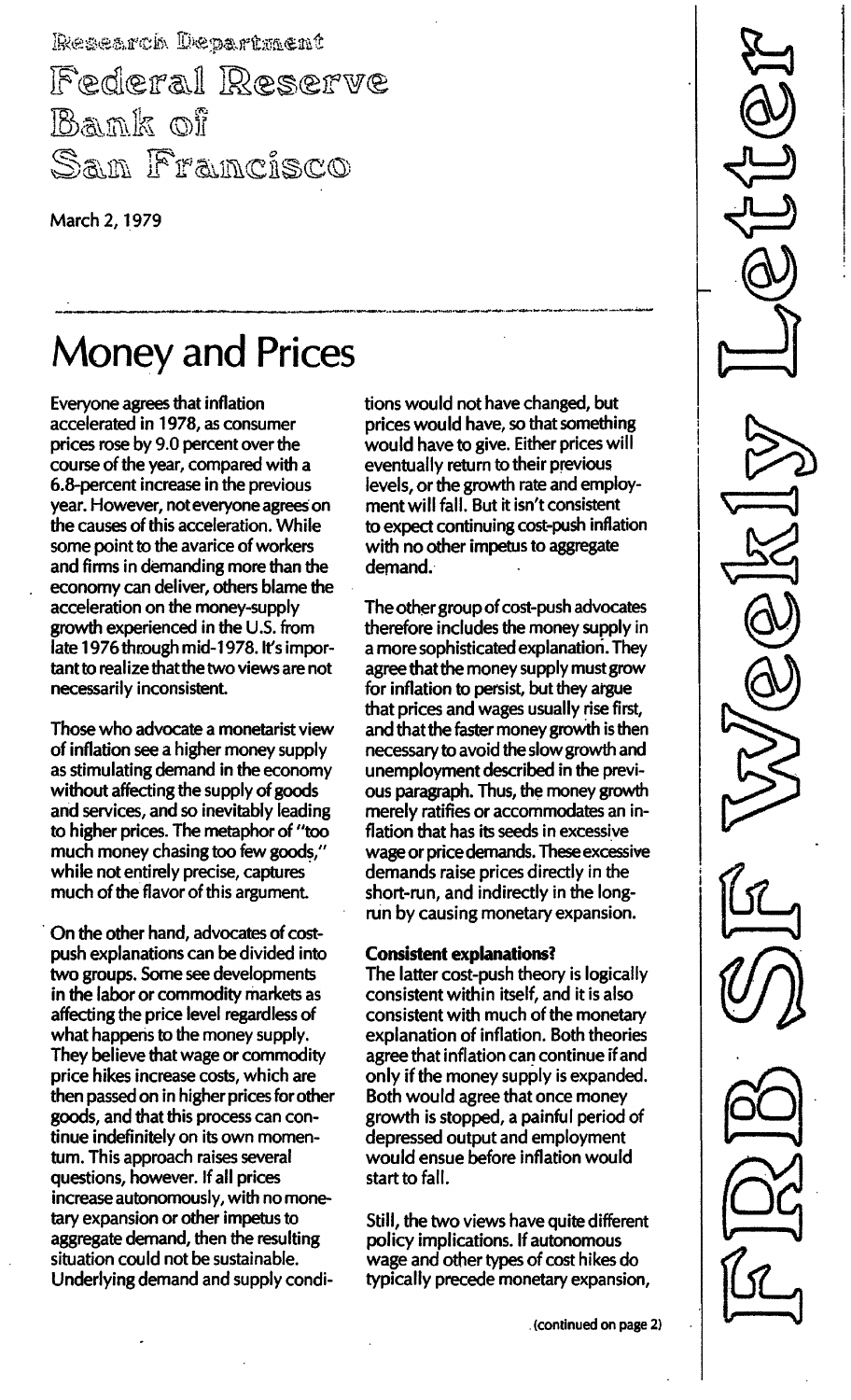Research Department

Federal Reserve Bank of San Francisco

March 2, 1979

FRB SF Weekly Letter

# Money and Prices

Everyone agrees that inflation accelerated in 1978, as consumer prices rose by 9.0 percent over the course of the year, compared with a 6.8-percent increase in the previous year. However, not everyone agrees on the causes of this acceleration. While some point to the avarice of workers and firms in demanding more than the economy can deliver, others blame the acceleration on the money-supply growth experienced in the U.S. from late 1976 through mid-1978. It's important to realize that the two views are not necessarily inconsistent.

Those who advocate a monetarist view of inflation see a higher money supply as stimulating demand in the economy without affecting the supply of goods and services, and so inevitably leading to higher prices. The metaphor of "too much money chasing too few goods," while not entirely precise, captures much of the flavor of this argument.

On the other hand, advocates of cost-push explanations can be divided into two groups. Some see developments in the labor or commodity markets as affecting the price level regardless of what happens to the money supply. They believe that wage or commodity price hikes increase costs, which are then passed on in higher prices for other goods, and that this process can continue indefinitely on its own momentum. This approach raises several questions, however. If all prices increase autonomously, with no monetary expansion or other impetus to aggregate demand, then the resulting situation could not be sustainable. Underlying demand and supply conditions would not have changed, but prices would have, so that something would have to give. Either prices will eventually return to their previous levels, or the growth rate and employment will fall. But it isn't consistent to expect continuing cost-push inflation with no other impetus to aggregate demand.

The other group of cost-push advocates therefore includes the money supply in a more sophisticated explanation. They agree that the money supply must grow for inflation to persist, but they argue that prices and wages usually rise first, and that the faster money growth is then necessary to avoid the slow growth and unemployment described in the previous paragraph. Thus, the money growth merely ratifies or accommodates an inflation that has its seeds in excessive wage or price demands. These excessive demands raise prices directly in the short-run, and indirectly in the long-run by causing monetary expansion.

**Consistent explanations?**

The latter cost-push theory is logically consistent within itself, and it is also consistent with much of the monetary explanation of inflation. Both theories agree that inflation can continue if and only if the money supply is expanded. Both would agree that once money growth is stopped, a painful period of depressed output and employment would ensue before inflation would start to fall.

Still, the two views have quite different policy implications. If autonomous wage and other types of cost hikes do typically precede monetary expansion,

(continued on page 2)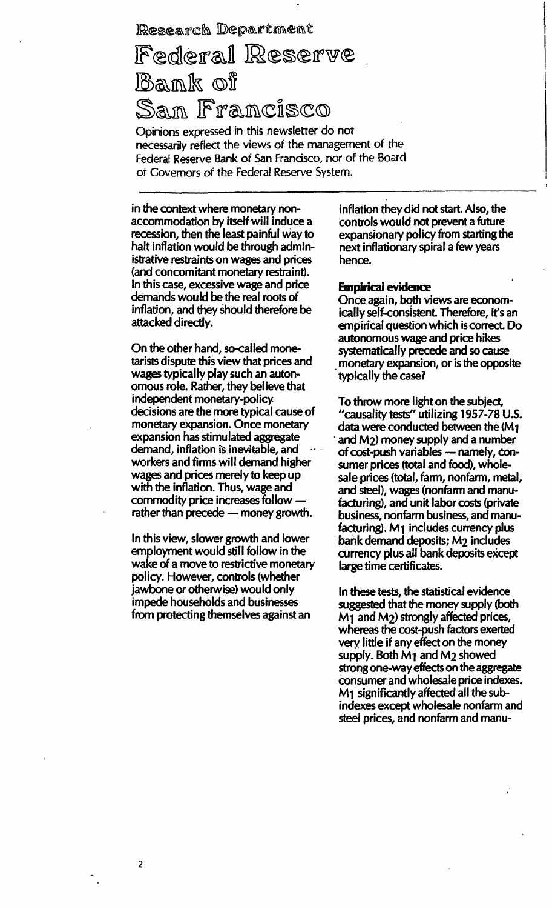in the context where monetary non-accommodation by itself will induce a recession, then the least painful way to halt inflation would be through administrative restraints on wages and prices (and concomitant monetary restraint). In this case, excessive wage and price demands would be the real roots of inflation, and they should therefore be attacked directly.

On the other hand, so-called monetarists dispute this view that prices and wages typically play such an autonomous role. Rather, they believe that independent monetary-policy decisions are the more typical cause of monetary expansion. Once monetary expansion has stimulated aggregate demand, inflation is inevitable, and workers and firms will demand higher wages and prices merely to keep up with the inflation. Thus, wage and commodity price increases follow — rather than precede — money growth.

In this view, slower growth and lower employment would still follow in the wake of a move to restrictive monetary policy. However, controls (whether jawbone or otherwise) would only impede households and businesses from protecting themselves against an inflation they did not start. Also, the controls would not prevent a future expansionary policy from starting the next inflationary spiral a few years hence.

**Empirical evidence**

Once again, both views are economically self-consistent. Therefore, it's an empirical question which is correct. Do autonomous wage and price hikes systematically precede and so cause monetary expansion, or is the opposite typically the case?

To throw more light on the subject, "causality tests" utilizing 1957-78 U.S. data were conducted between the ($M_1$ and $M_2$) money supply and a number of cost-push variables — namely, consumer prices (total and food), wholesale prices (total, farm, nonfarm, metal, and steel), wages (nonfarm and manufacturing), and unit labor costs (private business, nonfarm business, and manufacturing). $M_1$ includes currency plus bank demand deposits; $M_2$ includes currency plus all bank deposits except large time certificates.

In these tests, the statistical evidence suggested that the money supply (both $M_1$ and $M_2$) strongly affected prices, whereas the cost-push factors exerted very little if any effect on the money supply. Both $M_1$ and $M_2$ showed strong one-way effects on the aggregate consumer and wholesale price indexes. $M_1$ significantly affected all the sub-indexes except wholesale nonfarm and steel prices, and nonfarm and manu-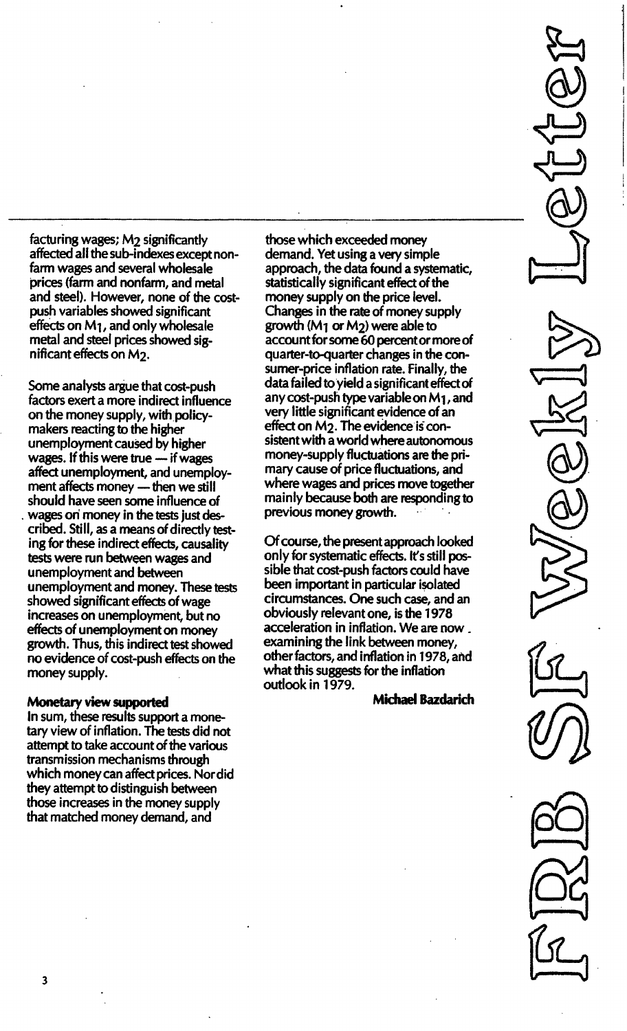facturing wages; $M_2$ significantly affected all the sub-indexes except nonfarm wages and several wholesale prices (farm and nonfarm, and metal and steel). However, none of the cost-push variables showed significant effects on $M_1$, and only wholesale metal and steel prices showed significant effects on $M_2$.

Some analysts argue that cost-push factors exert a more indirect influence on the money supply, with policy-makers reacting to the higher unemployment caused by higher wages. If this were true — if wages affect unemployment, and unemployment affects money — then we still should have seen some influence of wages on money in the tests just described. Still, as a means of directly testing for these indirect effects, causality tests were run between wages and unemployment and between unemployment and money. These tests showed significant effects of wage increases on unemployment, but no effects of unemployment on money growth. Thus, this indirect test showed no evidence of cost-push effects on the money supply.

**Monetary view supported**

In sum, these results support a monetary view of inflation. The tests did not attempt to take account of the various transmission mechanisms through which money can affect prices. Nor did they attempt to distinguish between those increases in the money supply that matched money demand, and those which exceeded money demand. Yet using a very simple approach, the data found a systematic, statistically significant effect of the money supply on the price level. Changes in the rate of money supply growth ($M_1$ or $M_2$) were able to account for some 60 percent or more of quarter-to-quarter changes in the consumer-price inflation rate. Finally, the data failed to yield a significant effect of any cost-push type variable on $M_1$, and very little significant evidence of an effect on $M_2$. The evidence is consistent with a world where autonomous money-supply fluctuations are the primary cause of price fluctuations, and where wages and prices move together mainly because both are responding to previous money growth.

Of course, the present approach looked only for systematic effects. It's still possible that cost-push factors could have been important in particular isolated circumstances. One such case, and an obviously relevant one, is the 1978 acceleration in inflation. We are now examining the link between money, other factors, and inflation in 1978, and what this suggests for the inflation outlook in 1979.

**Michael Bazdarich**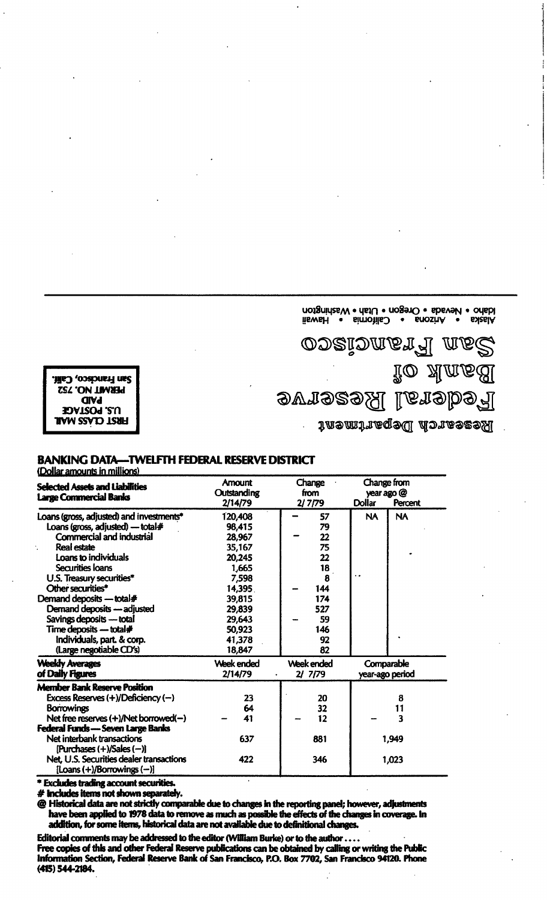Research Department

Federal Reserve

Bank of

San Francisco

Alaska • Arizona • California • Hawaii

Idaho • Nevada • Oregon • Utah • Washington

FIRST CLASS MAIL
U.S. POSTAGE
PAID
PERMIT NO. 752
San Francisco, Calif.

## BANKING DATA—TWELFTH FEDERAL RESERVE DISTRICT

(Dollar amounts in millions)

| Selected Assets and Liabilities Large Commercial Banks | Amount Outstanding 2/14/79 | Change from 2/7/79 | Change from year ago @ Dollar | Percent |
|---|---|---|---|---|
| Loans (gross, adjusted) and investments* | 120,408 | − 57 | NA | NA |
| Loans (gross, adjusted) — total# | 98,415 | 79 | | |
| Commercial and industrial | 28,967 | − 22 | | |
| Real estate | 35,167 | 75 | | |
| Loans to individuals | 20,245 | 22 | | |
| Securities loans | 1,665 | 18 | | |
| U.S. Treasury securities* | 7,598 | 8 | | |
| Other securities* | 14,395 | − 144 | | |
| Demand deposits — total# | 39,815 | 174 | | |
| Demand deposits — adjusted | 29,839 | 527 | | |
| Savings deposits — total | 29,643 | − 59 | | |
| Time deposits — total# | 50,923 | 146 | | |
| Individuals, part. & corp. | 41,378 | 92 | | |
| (Large negotiable CD's) | 18,847 | 82 | | |
| **Weekly Averages of Daily Figures** | **Week ended 2/14/79** | **Week ended 2/7/79** | **Comparable year-ago period** | |
| **Member Bank Reserve Position** | | | | |
| Excess Reserves (+)/Deficiency (−) | 23 | 20 | 8 | |
| Borrowings | 64 | 32 | 11 | |
| Net free reserves (+)/Net borrowed(−) | − 41 | − 12 | − 3 | |
| **Federal Funds—Seven Large Banks** | | | | |
| Net interbank transactions [Purchases (+)/Sales (−)] | 637 | 881 | 1,949 | |
| Net, U.S. Securities dealer transactions [Loans (+)/Borrowings (−)] | 422 | 346 | 1,023 | |

\* Excludes trading account securities.

\# Includes items not shown separately.

@ Historical data are not strictly comparable due to changes in the reporting panel; however, adjustments have been applied to 1978 data to remove as much as possible the effects of the changes in coverage. In addition, for some items, historical data are not available due to definitional changes.

Editorial comments may be addressed to the editor (William Burke) or to the author....

Free copies of this and other Federal Reserve publications can be obtained by calling or writing the Public Information Section, Federal Reserve Bank of San Francisco, P.O. Box 7702, San Francisco 94120. Phone (415) 544-2184.